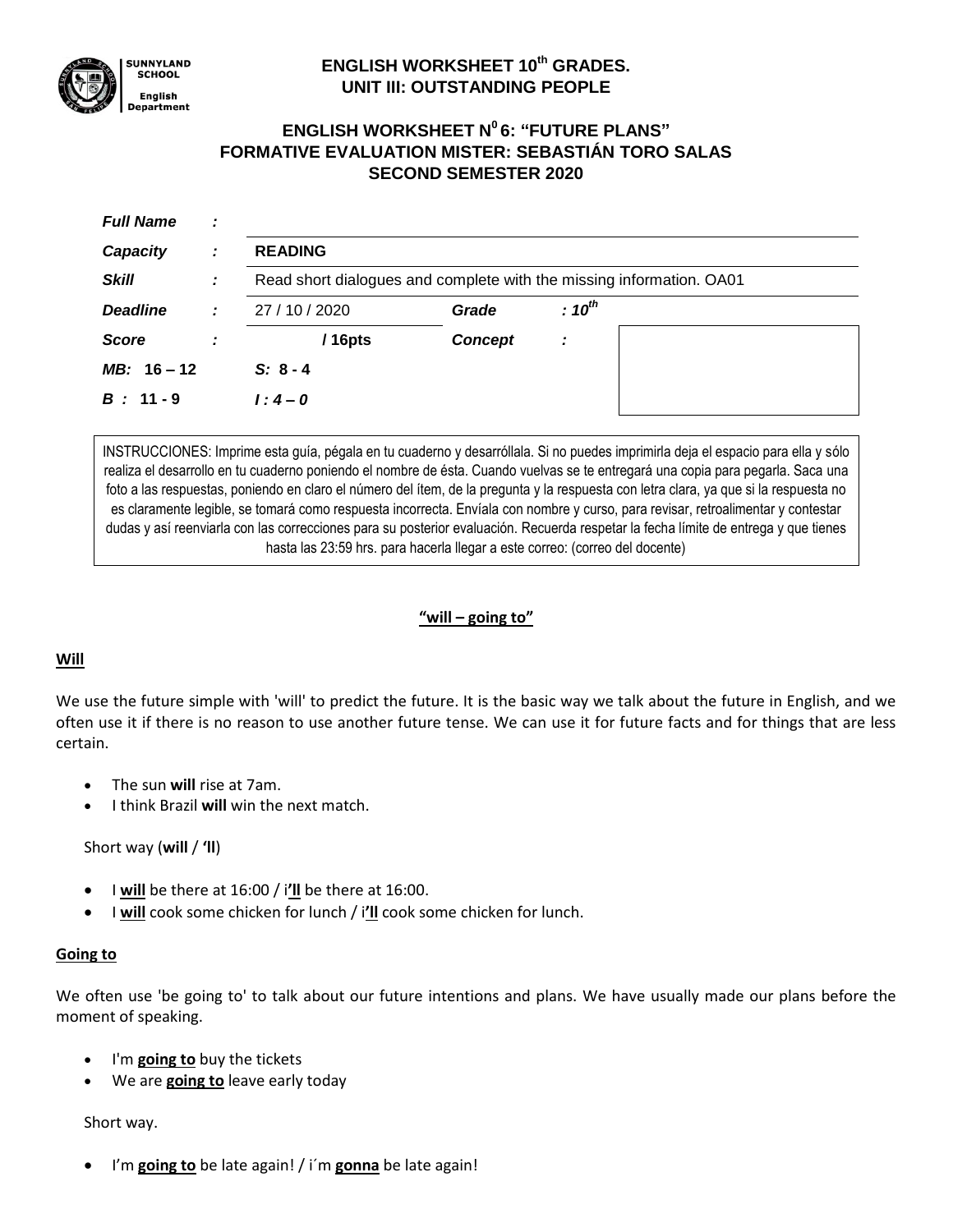SUNNYLAND SCHOOL
English Department

# ENGLISH WORKSHEET 10th GRADES.
## UNIT III: OUTSTANDING PEOPLE

## ENGLISH WORKSHEET N0 6: "FUTURE PLANS"
## FORMATIVE EVALUATION MISTER: SEBASTIÁN TORO SALAS
## SECOND SEMESTER 2020

| | | | | | |
|---|---|---|---|---|---|
| ***Full Name*** | **:** | | | | |
| ***Capacity*** | **:** | **READING** | | | |
| ***Skill*** | **:** | Read short dialogues and complete with the missing information. OA01 | | | |
| ***Deadline*** | **:** | 27 / 10 / 2020 | ***Grade*** | ***: 10th*** | |
| ***Score*** | **:** | **/ 16pts** | ***Concept*** | **:** | |
| ***MB: 16 – 12*** | | ***S: 8 - 4*** | | | |
| ***B : 11 - 9*** | | ***I : 4 – 0*** | | | |

INSTRUCCIONES: Imprime esta guía, pégala en tu cuaderno y desarróllala. Si no puedes imprimirla deja el espacio para ella y sólo realiza el desarrollo en tu cuaderno poniendo el nombre de ésta. Cuando vuelvas se te entregará una copia para pegarla. Saca una foto a las respuestas, poniendo en claro el número del ítem, de la pregunta y la respuesta con letra clara, ya que si la respuesta no es claramente legible, se tomará como respuesta incorrecta. Envíala con nombre y curso, para revisar, retroalimentar y contestar dudas y así reenviarla con las correcciones para su posterior evaluación. Recuerda respetar la fecha límite de entrega y que tienes hasta las 23:59 hrs. para hacerla llegar a este correo: (correo del docente)

**"will – going to"**

**Will**

We use the future simple with 'will' to predict the future. It is the basic way we talk about the future in English, and we often use it if there is no reason to use another future tense. We can use it for future facts and for things that are less certain.

- The sun **will** rise at 7am.
- I think Brazil **will** win the next match.

Short way (**will** / **'ll**)

- I **will** be there at 16:00 / i**'ll** be there at 16:00.
- I **will** cook some chicken for lunch / i**'ll** cook some chicken for lunch.

**Going to**

We often use 'be going to' to talk about our future intentions and plans. We have usually made our plans before the moment of speaking.

- I'm **going to** buy the tickets
- We are **going to** leave early today

Short way.

- I'm **going to** be late again! / i´m **gonna** be late again!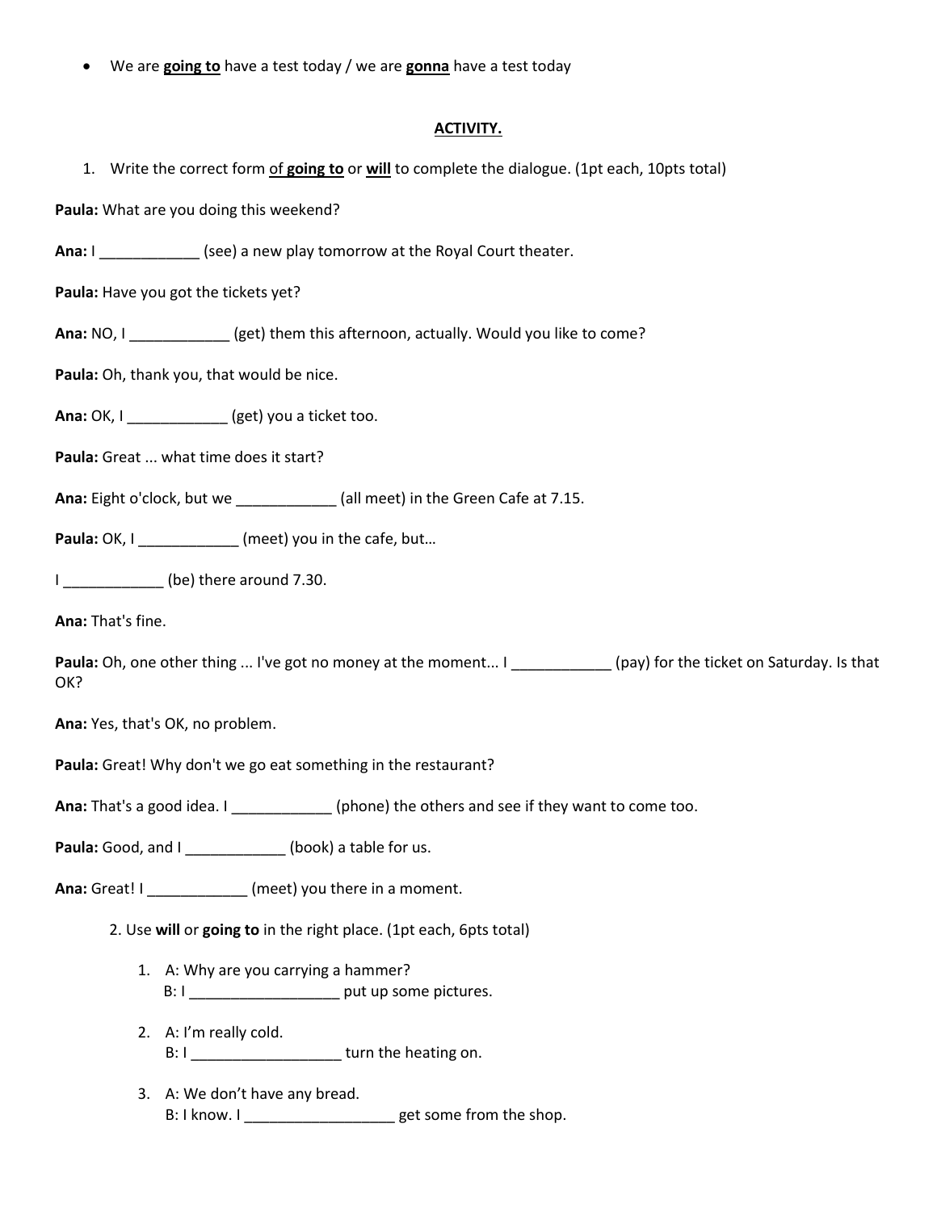- We are **going to** have a test today / we are **gonna** have a test today

## ACTIVITY.

1. Write the correct form of **going to** or **will** to complete the dialogue. (1pt each, 10pts total)

**Paula:** What are you doing this weekend?

**Ana:** I ____________ (see) a new play tomorrow at the Royal Court theater.

**Paula:** Have you got the tickets yet?

**Ana:** NO, I ____________ (get) them this afternoon, actually. Would you like to come?

**Paula:** Oh, thank you, that would be nice.

**Ana:** OK, I ____________ (get) you a ticket too.

**Paula:** Great ... what time does it start?

**Ana:** Eight o'clock, but we ____________ (all meet) in the Green Cafe at 7.15.

**Paula:** OK, I ____________ (meet) you in the cafe, but…

I ____________ (be) there around 7.30.

**Ana:** That's fine.

**Paula:** Oh, one other thing ... I've got no money at the moment... I ____________ (pay) for the ticket on Saturday. Is that OK?

**Ana:** Yes, that's OK, no problem.

**Paula:** Great! Why don't we go eat something in the restaurant?

**Ana:** That's a good idea. I ____________ (phone) the others and see if they want to come too.

**Paula:** Good, and I ____________ (book) a table for us.

**Ana:** Great! I ____________ (meet) you there in a moment.

2. Use **will** or **going to** in the right place. (1pt each, 6pts total)

1. A: Why are you carrying a hammer?
   B: I __________________ put up some pictures.

2. A: I'm really cold.
   B: I __________________ turn the heating on.

3. A: We don't have any bread.
   B: I know. I __________________ get some from the shop.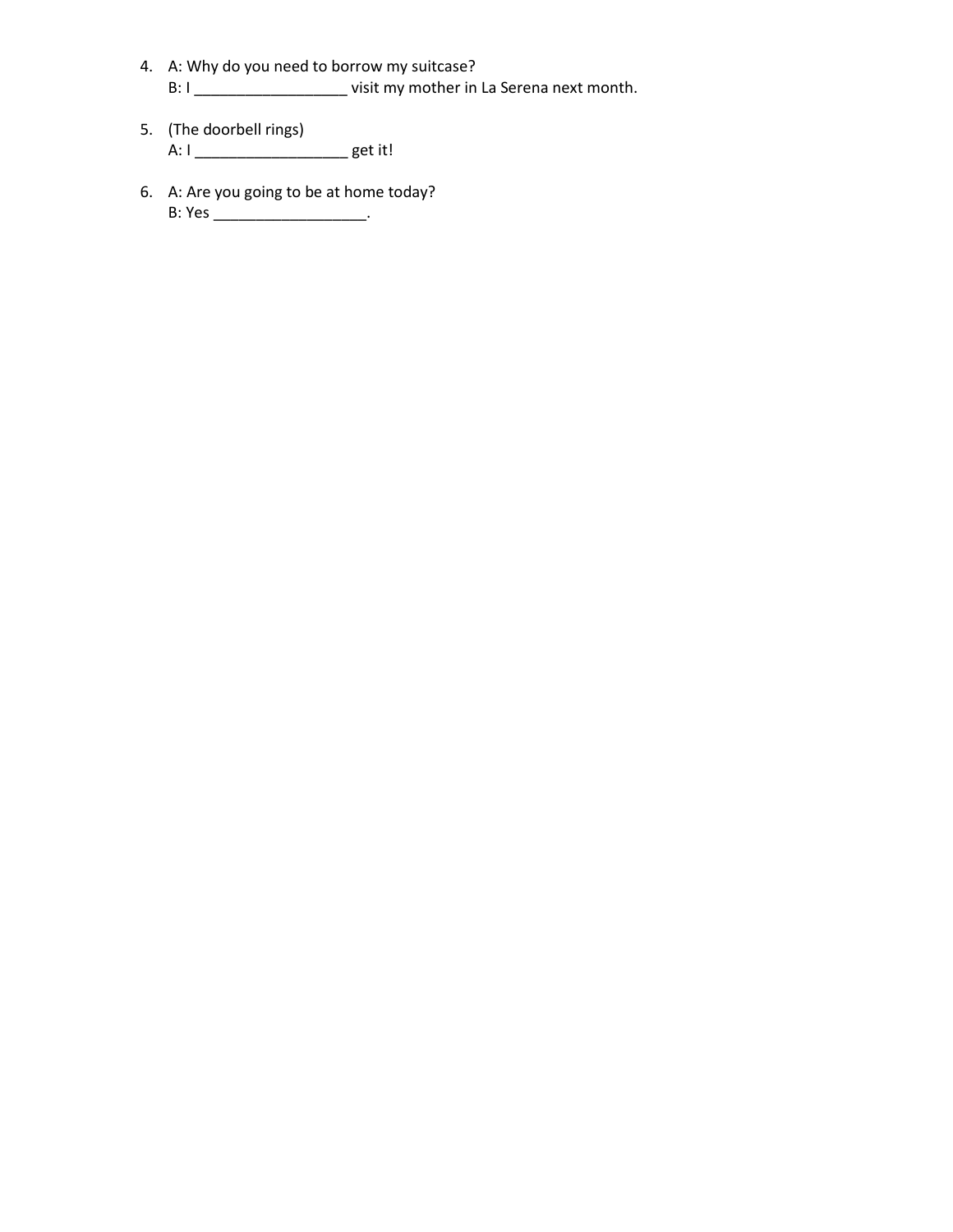4. A: Why do you need to borrow my suitcase?
   B: I __________________ visit my mother in La Serena next month.

5. (The doorbell rings)
   A: I __________________ get it!

6. A: Are you going to be at home today?
   B: Yes __________________.